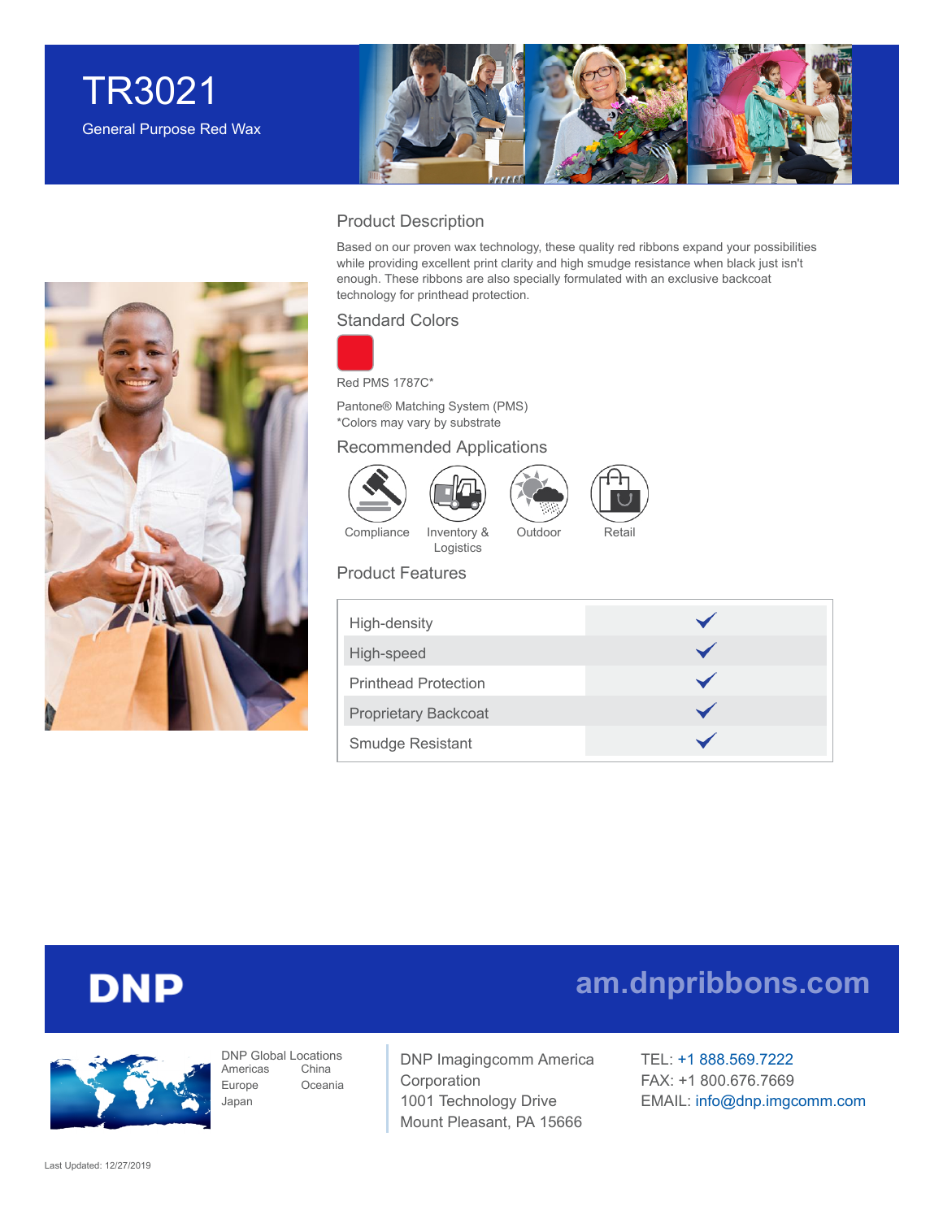# TR3021

General Purpose Red Wax

## Product Description

Based on our proven wax technology, these quality red ribbons expand your possibilities while providing excellent print clarity and high smudge resistance when black just isn't enough. These ribbons are also specially formulated with an exclusive backcoat technology for printhead protection.

## Standard Colors

Red PMS 1787C*

Pantone® Matching System (PMS)
*Colors may vary by substrate

## Recommended Applications

- Compliance
- Inventory & Logistics
- Outdoor
- Retail

## Product Features

| Feature | |
|---|---|
| High-density | ✓ |
| High-speed | ✓ |
| Printhead Protection | ✓ |
| Proprietary Backcoat | ✓ |
| Smudge Resistant | ✓ |

**DNP**

am.dnpribbons.com

DNP Global Locations
Americas, China, Europe, Oceania, Japan

DNP Imagingcomm America Corporation
1001 Technology Drive
Mount Pleasant, PA 15666

TEL: +1 888.569.7222
FAX: +1 800.676.7669
EMAIL: info@dnp.imgcomm.com

Last Updated: 12/27/2019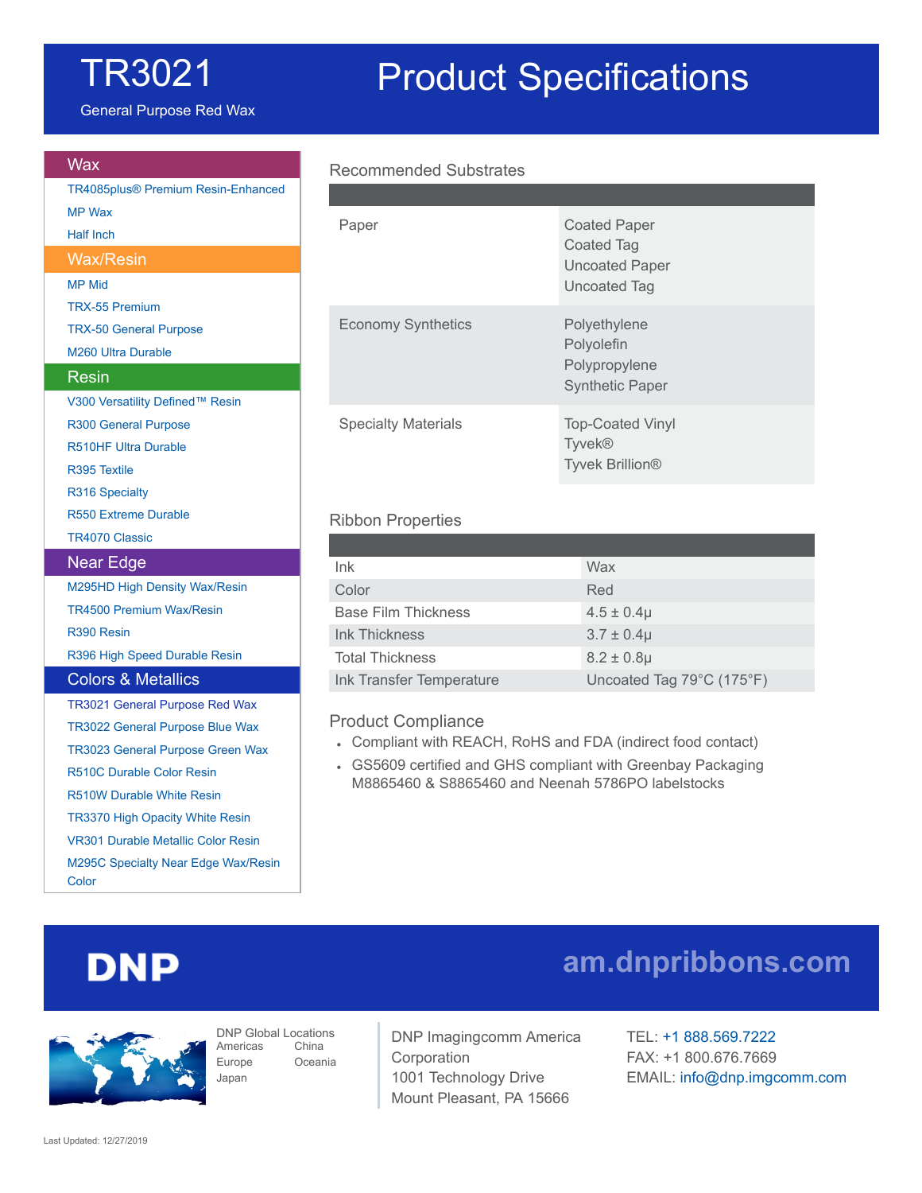# TR3021

General Purpose Red Wax

# Product Specifications

## Wax

- TR4085plus® Premium Resin-Enhanced
- MP Wax
- Half Inch

## Wax/Resin

- MP Mid
- TRX-55 Premium
- TRX-50 General Purpose
- M260 Ultra Durable

## Resin

- V300 Versatility Defined™ Resin
- R300 General Purpose
- R510HF Ultra Durable
- R395 Textile
- R316 Specialty
- R550 Extreme Durable
- TR4070 Classic

## Near Edge

- M295HD High Density Wax/Resin
- TR4500 Premium Wax/Resin
- R390 Resin
- R396 High Speed Durable Resin

## Colors & Metallics

- TR3021 General Purpose Red Wax
- TR3022 General Purpose Blue Wax
- TR3023 General Purpose Green Wax
- R510C Durable Color Resin
- R510W Durable White Resin
- TR3370 High Opacity White Resin
- VR301 Durable Metallic Color Resin
- M295C Specialty Near Edge Wax/Resin Color

## Recommended Substrates

| | |
|---|---|
| Paper | Coated Paper<br>Coated Tag<br>Uncoated Paper<br>Uncoated Tag |
| Economy Synthetics | Polyethylene<br>Polyolefin<br>Polypropylene<br>Synthetic Paper |
| Specialty Materials | Top-Coated Vinyl<br>Tyvek®<br>Tyvek Brillion® |

## Ribbon Properties

| | |
|---|---|
| Ink | Wax |
| Color | Red |
| Base Film Thickness | 4.5 ± 0.4µ |
| Ink Thickness | 3.7 ± 0.4µ |
| Total Thickness | 8.2 ± 0.8µ |
| Ink Transfer Temperature | Uncoated Tag 79°C (175°F) |

## Product Compliance

- Compliant with REACH, RoHS and FDA (indirect food contact)
- GS5609 certified and GHS compliant with Greenbay Packaging M8865460 & S8865460 and Neenah 5786PO labelstocks

DNP

am.dnpribbons.com

DNP Global Locations
Americas China
Europe Oceania
Japan

DNP Imagingcomm America Corporation
1001 Technology Drive
Mount Pleasant, PA 15666

TEL: +1 888.569.7222
FAX: +1 800.676.7669
EMAIL: info@dnp.imgcomm.com

Last Updated: 12/27/2019